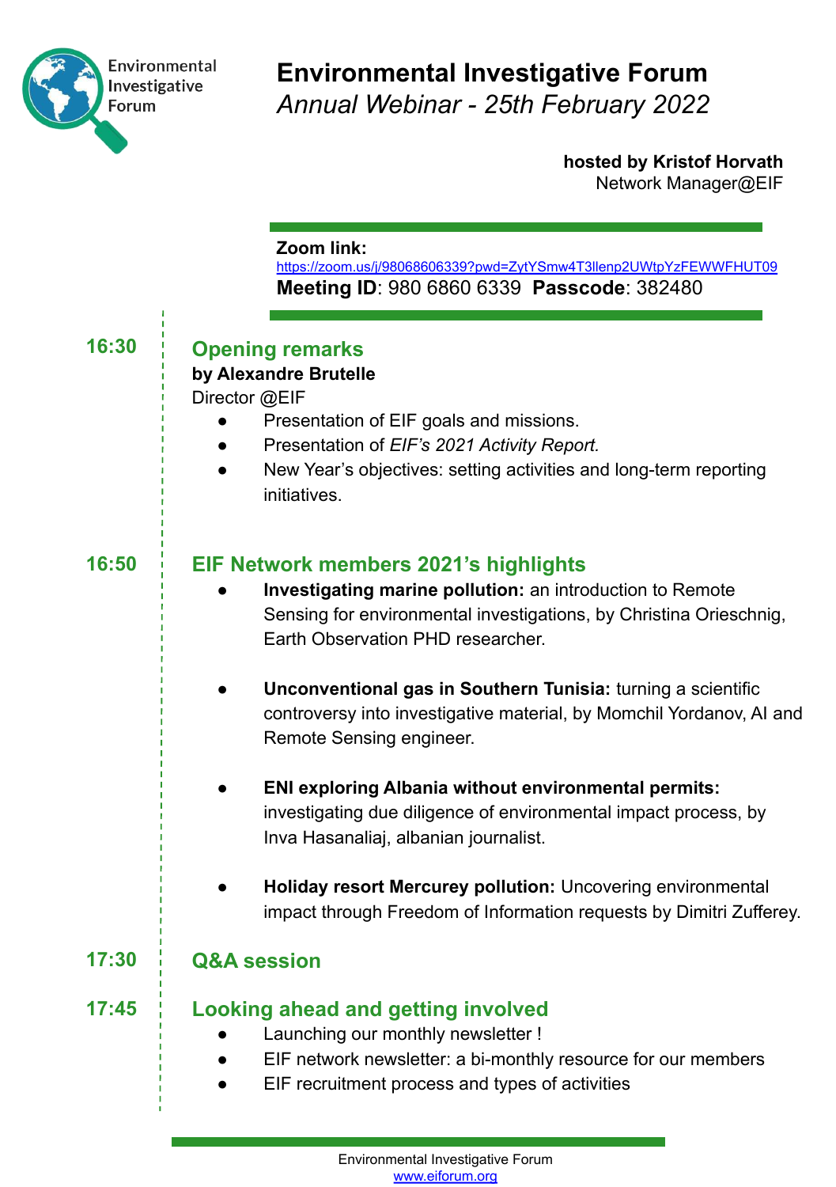Environmental Investigative Forum

# Environmental Investigative Forum

*Annual Webinar - 25th February 2022*

**hosted by Kristof Horvath**
Network Manager@EIF

**Zoom link:**
https://zoom.us/j/98068606339?pwd=ZytYSmw4T3llenp2UWtpYzFEWWFHUT09
**Meeting ID**: 980 6860 6339 **Passcode**: 382480

**16:30**

## Opening remarks

**by Alexandre Brutelle**
Director @EIF

- Presentation of EIF goals and missions.
- Presentation of *EIF's 2021 Activity Report.*
- New Year's objectives: setting activities and long-term reporting initiatives.

**16:50**

## EIF Network members 2021's highlights

- **Investigating marine pollution:** an introduction to Remote Sensing for environmental investigations, by Christina Orieschnig, Earth Observation PHD researcher.
- **Unconventional gas in Southern Tunisia:** turning a scientific controversy into investigative material, by Momchil Yordanov, AI and Remote Sensing engineer.
- **ENI exploring Albania without environmental permits:** investigating due diligence of environmental impact process, by Inva Hasanaliaj, albanian journalist.
- **Holiday resort Mercurey pollution:** Uncovering environmental impact through Freedom of Information requests by Dimitri Zufferey.

**17:30**

## Q&A session

**17:45**

## Looking ahead and getting involved

- Launching our monthly newsletter !
- EIF network newsletter: a bi-monthly resource for our members
- EIF recruitment process and types of activities

Environmental Investigative Forum
www.eiforum.org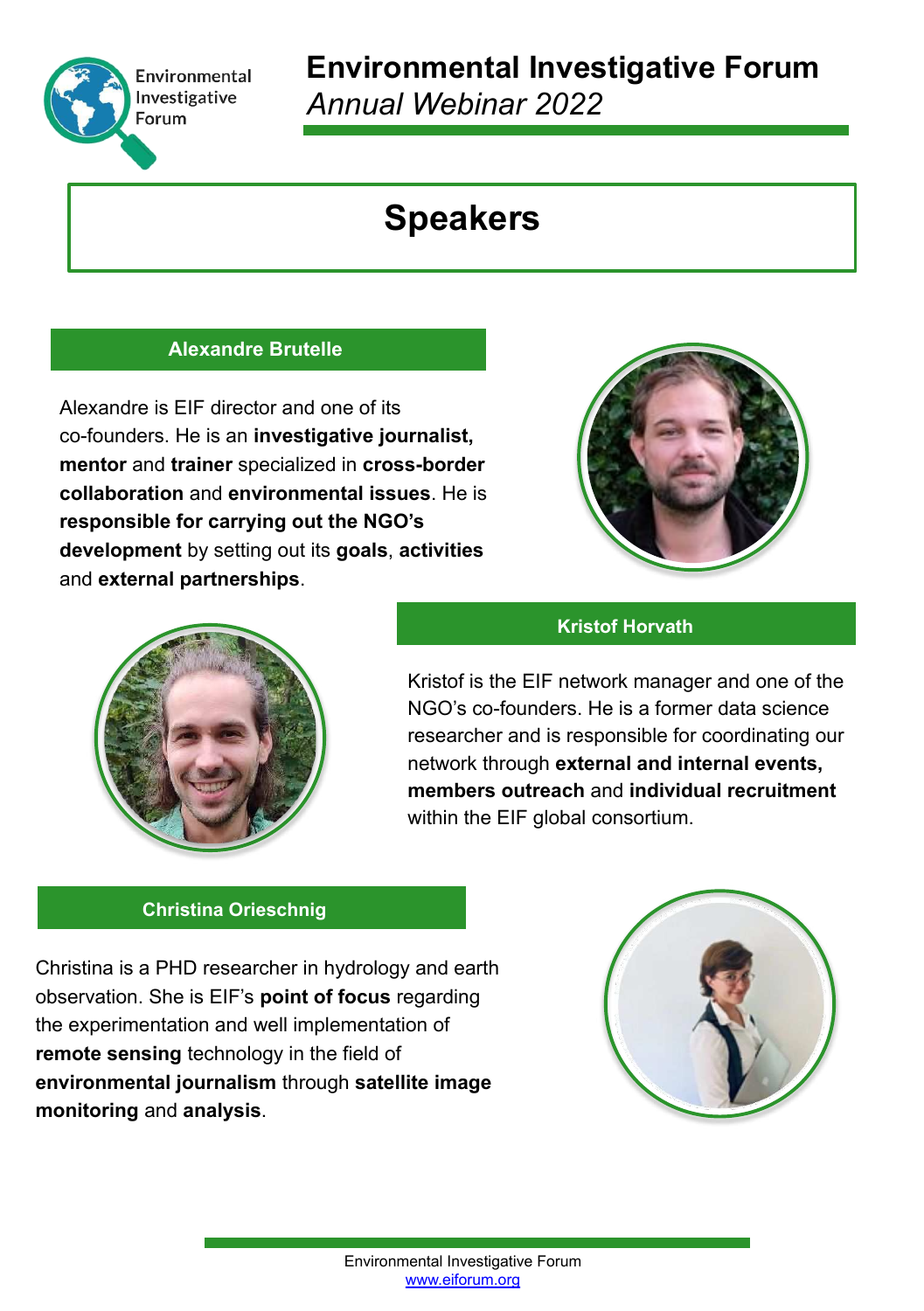# Environmental Investigative Forum

*Annual Webinar 2022*

## Speakers

### Alexandre Brutelle

Alexandre is EIF director and one of its co-founders. He is an **investigative journalist, mentor** and **trainer** specialized in **cross-border collaboration** and **environmental issues**. He is **responsible for carrying out the NGO's development** by setting out its **goals**, **activities** and **external partnerships**.

### Kristof Horvath

Kristof is the EIF network manager and one of the NGO's co-founders. He is a former data science researcher and is responsible for coordinating our network through **external and internal events, members outreach** and **individual recruitment** within the EIF global consortium.

### Christina Orieschnig

Christina is a PHD researcher in hydrology and earth observation. She is EIF's **point of focus** regarding the experimentation and well implementation of **remote sensing** technology in the field of **environmental journalism** through **satellite image monitoring** and **analysis**.

Environmental Investigative Forum
www.eiforum.org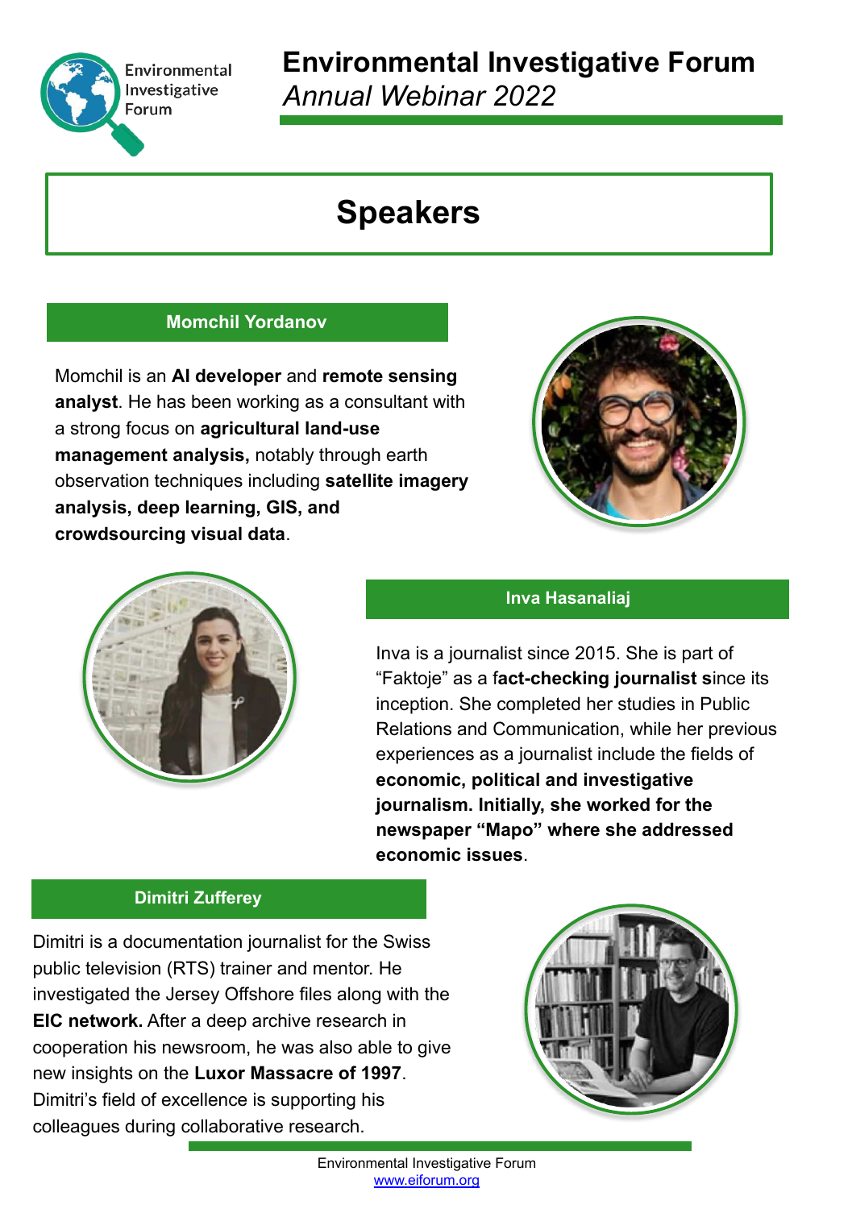# Environmental Investigative Forum

*Annual Webinar 2022*

## Speakers

### Momchil Yordanov

Momchil is an **AI developer** and **remote sensing analyst**. He has been working as a consultant with a strong focus on **agricultural land-use management analysis,** notably through earth observation techniques including **satellite imagery analysis, deep learning, GIS, and crowdsourcing visual data**.

### Inva Hasanaliaj

Inva is a journalist since 2015. She is part of "Faktoje" as a f**act-checking journalist s**ince its inception. She completed her studies in Public Relations and Communication, while her previous experiences as a journalist include the fields of **economic, political and investigative journalism. Initially, she worked for the newspaper "Mapo" where she addressed economic issues**.

### Dimitri Zufferey

Dimitri is a documentation journalist for the Swiss public television (RTS) trainer and mentor. He investigated the Jersey Offshore files along with the **EIC network.** After a deep archive research in cooperation his newsroom, he was also able to give new insights on the **Luxor Massacre of 1997**. Dimitri's field of excellence is supporting his colleagues during collaborative research.

Environmental Investigative Forum
www.eiforum.org